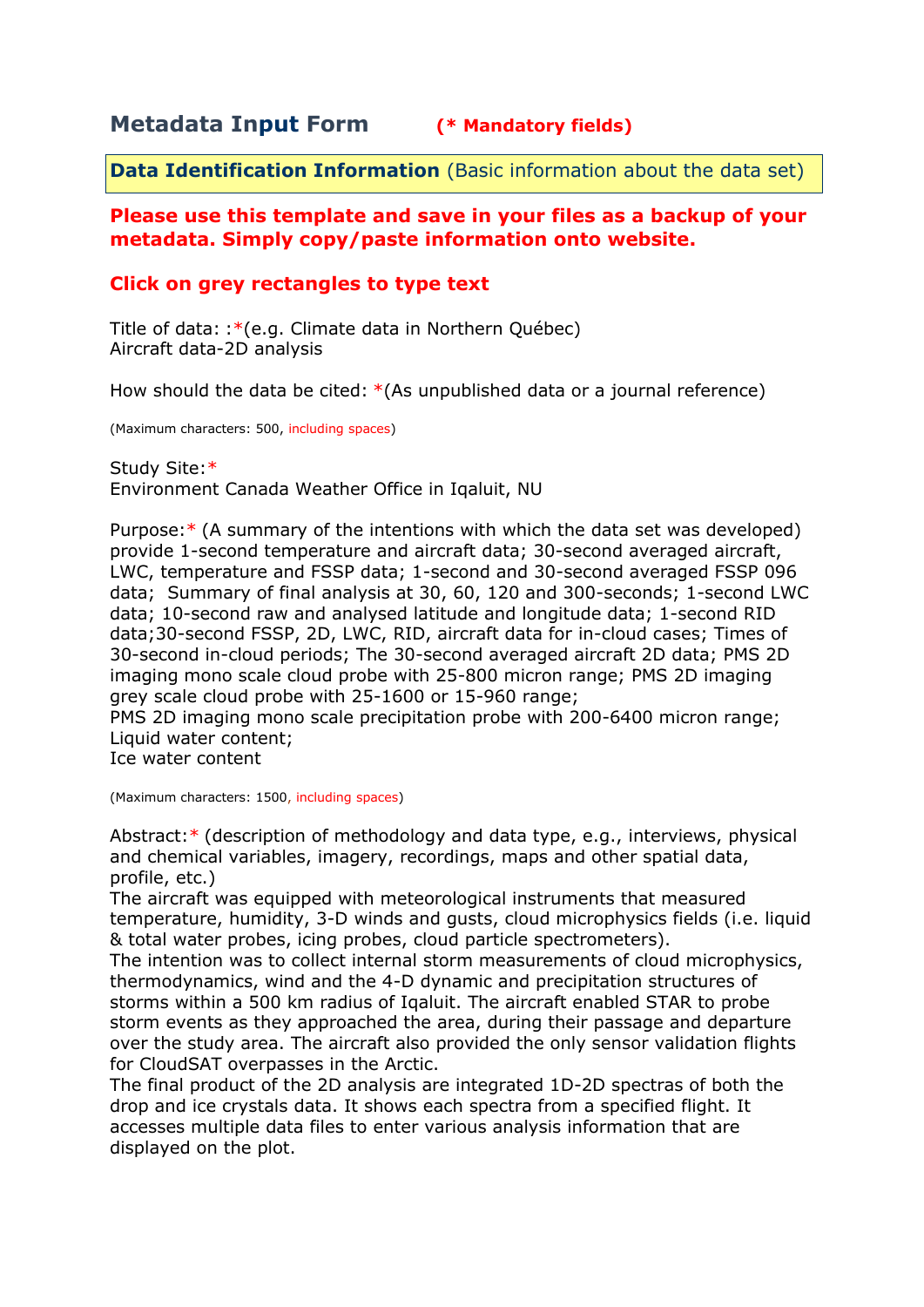# Metadata Input Form **(* Mandatory fields)**

**Data Identification Information** (Basic information about the data set)

**Please use this template and save in your files as a backup of your metadata. Simply copy/paste information onto website.**

**Click on grey rectangles to type text**

Title of data: :*(e.g. Climate data in Northern Québec)
Aircraft data-2D analysis

How should the data be cited: *(As unpublished data or a journal reference)

(Maximum characters: 500, including spaces)

Study Site:*
Environment Canada Weather Office in Iqaluit, NU

Purpose:* (A summary of the intentions with which the data set was developed)
provide 1-second temperature and aircraft data; 30-second averaged aircraft, LWC, temperature and FSSP data; 1-second and 30-second averaged FSSP 096 data; Summary of final analysis at 30, 60, 120 and 300-seconds; 1-second LWC data; 10-second raw and analysed latitude and longitude data; 1-second RID data;30-second FSSP, 2D, LWC, RID, aircraft data for in-cloud cases; Times of 30-second in-cloud periods; The 30-second averaged aircraft 2D data; PMS 2D imaging mono scale cloud probe with 25-800 micron range; PMS 2D imaging grey scale cloud probe with 25-1600 or 15-960 range;
PMS 2D imaging mono scale precipitation probe with 200-6400 micron range;
Liquid water content;
Ice water content

(Maximum characters: 1500, including spaces)

Abstract:* (description of methodology and data type, e.g., interviews, physical and chemical variables, imagery, recordings, maps and other spatial data, profile, etc.)
The aircraft was equipped with meteorological instruments that measured temperature, humidity, 3-D winds and gusts, cloud microphysics fields (i.e. liquid & total water probes, icing probes, cloud particle spectrometers).
The intention was to collect internal storm measurements of cloud microphysics, thermodynamics, wind and the 4-D dynamic and precipitation structures of storms within a 500 km radius of Iqaluit. The aircraft enabled STAR to probe storm events as they approached the area, during their passage and departure over the study area. The aircraft also provided the only sensor validation flights for CloudSAT overpasses in the Arctic.
The final product of the 2D analysis are integrated 1D-2D spectras of both the drop and ice crystals data. It shows each spectra from a specified flight. It accesses multiple data files to enter various analysis information that are displayed on the plot.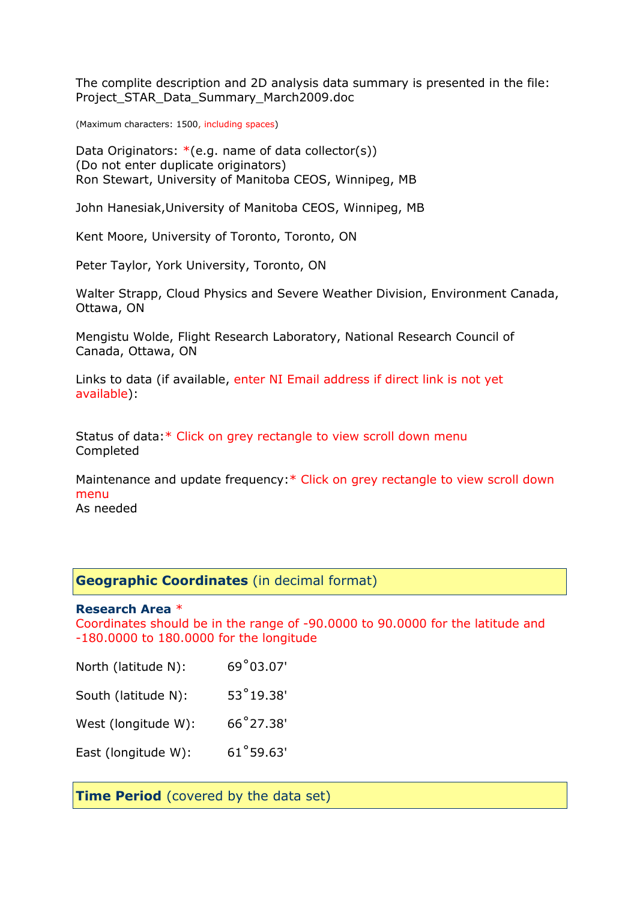The complite description and 2D analysis data summary is presented in the file: Project_STAR_Data_Summary_March2009.doc

(Maximum characters: 1500, including spaces)

Data Originators: *(e.g. name of data collector(s))
(Do not enter duplicate originators)
Ron Stewart, University of Manitoba CEOS, Winnipeg, MB

John Hanesiak,University of Manitoba CEOS, Winnipeg, MB

Kent Moore, University of Toronto, Toronto, ON

Peter Taylor, York University, Toronto, ON

Walter Strapp, Cloud Physics and Severe Weather Division, Environment Canada, Ottawa, ON

Mengistu Wolde, Flight Research Laboratory, National Research Council of Canada, Ottawa, ON

Links to data (if available, enter NI Email address if direct link is not yet available):

Status of data:* Click on grey rectangle to view scroll down menu
Completed

Maintenance and update frequency:* Click on grey rectangle to view scroll down menu
As needed

## **Geographic Coordinates** (in decimal format)

**Research Area** *
Coordinates should be in the range of -90.0000 to 90.0000 for the latitude and -180.0000 to 180.0000 for the longitude

North (latitude N): 69˚03.07'

South (latitude N): 53˚19.38'

West (longitude W): 66˚27.38'

East (longitude W): 61˚59.63'

## **Time Period** (covered by the data set)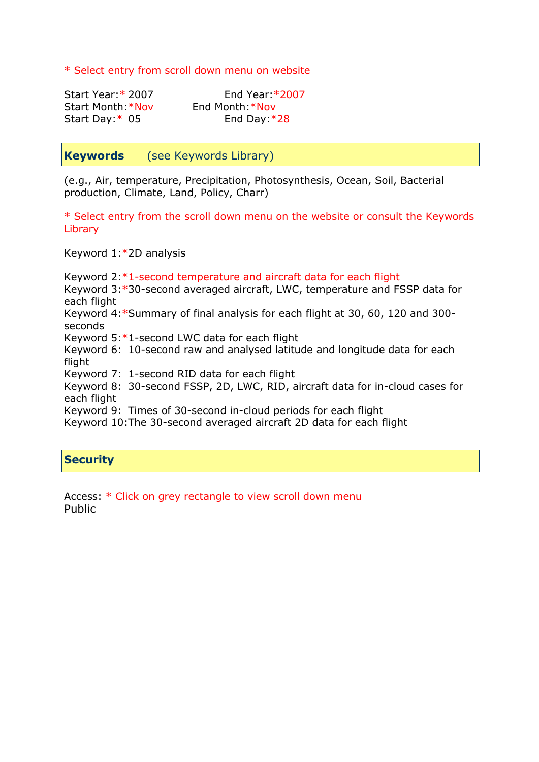* Select entry from scroll down menu on website

Start Year:* 2007 End Year:*2007
Start Month:*Nov End Month:*Nov
Start Day:* 05 End Day:*28

## Keywords (see Keywords Library)

(e.g., Air, temperature, Precipitation, Photosynthesis, Ocean, Soil, Bacterial production, Climate, Land, Policy, Charr)

* Select entry from the scroll down menu on the website or consult the Keywords Library

Keyword 1:*2D analysis

Keyword 2:*1-second temperature and aircraft data for each flight
Keyword 3:*30-second averaged aircraft, LWC, temperature and FSSP data for each flight
Keyword 4:*Summary of final analysis for each flight at 30, 60, 120 and 300-seconds
Keyword 5:*1-second LWC data for each flight
Keyword 6: 10-second raw and analysed latitude and longitude data for each flight
Keyword 7: 1-second RID data for each flight
Keyword 8: 30-second FSSP, 2D, LWC, RID, aircraft data for in-cloud cases for each flight
Keyword 9: Times of 30-second in-cloud periods for each flight
Keyword 10:The 30-second averaged aircraft 2D data for each flight

## Security

Access: * Click on grey rectangle to view scroll down menu
Public